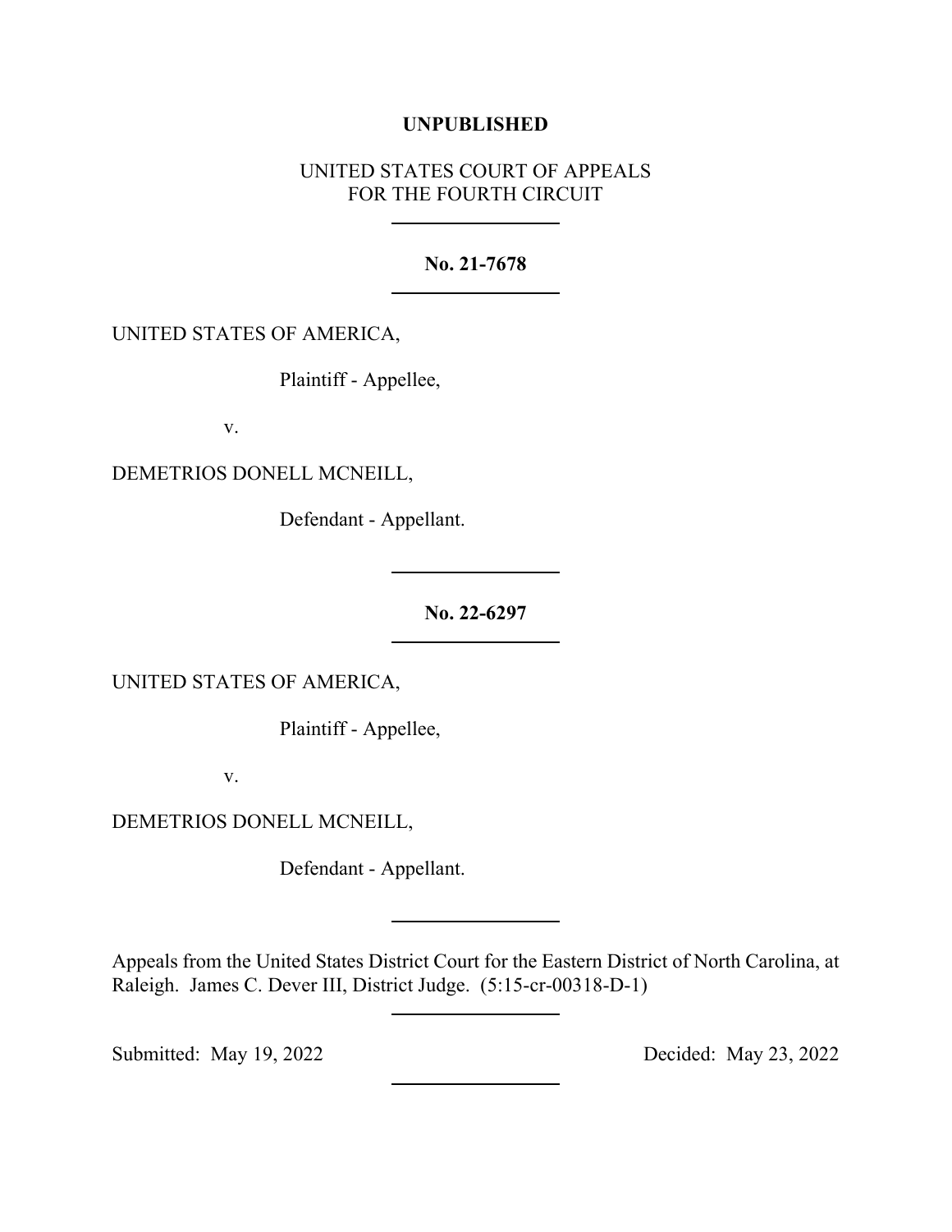**UNPUBLISHED**

UNITED STATES COURT OF APPEALS
FOR THE FOURTH CIRCUIT

---

**No. 21-7678**

---

UNITED STATES OF AMERICA,

Plaintiff - Appellee,

v.

DEMETRIOS DONELL MCNEILL,

Defendant - Appellant.

---

**No. 22-6297**

---

UNITED STATES OF AMERICA,

Plaintiff - Appellee,

v.

DEMETRIOS DONELL MCNEILL,

Defendant - Appellant.

---

Appeals from the United States District Court for the Eastern District of North Carolina, at Raleigh. James C. Dever III, District Judge. (5:15-cr-00318-D-1)

---

Submitted: May 19, 2022 Decided: May 23, 2022

---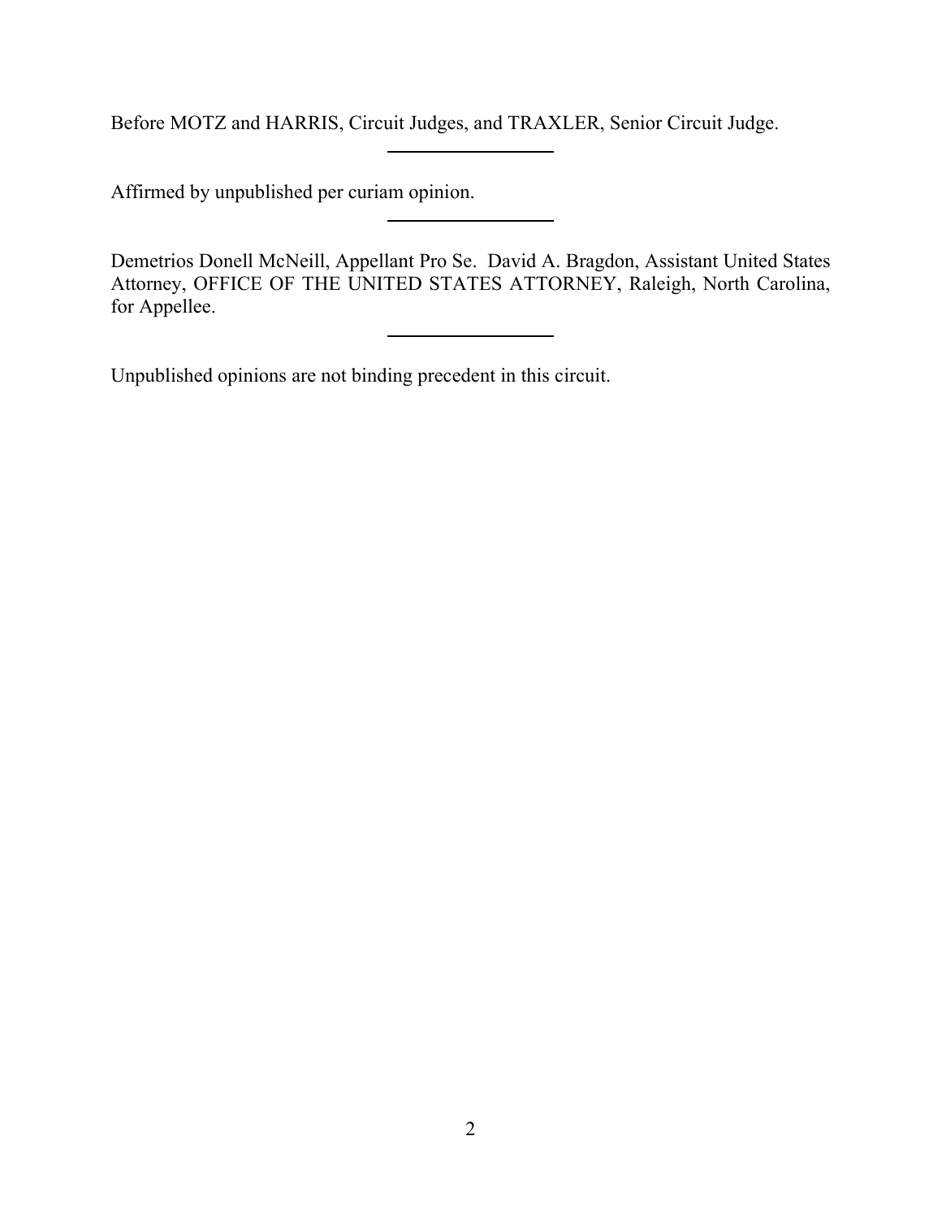Before MOTZ and HARRIS, Circuit Judges, and TRAXLER, Senior Circuit Judge.

---

Affirmed by unpublished per curiam opinion.

---

Demetrios Donell McNeill, Appellant Pro Se. David A. Bragdon, Assistant United States Attorney, OFFICE OF THE UNITED STATES ATTORNEY, Raleigh, North Carolina, for Appellee.

---

Unpublished opinions are not binding precedent in this circuit.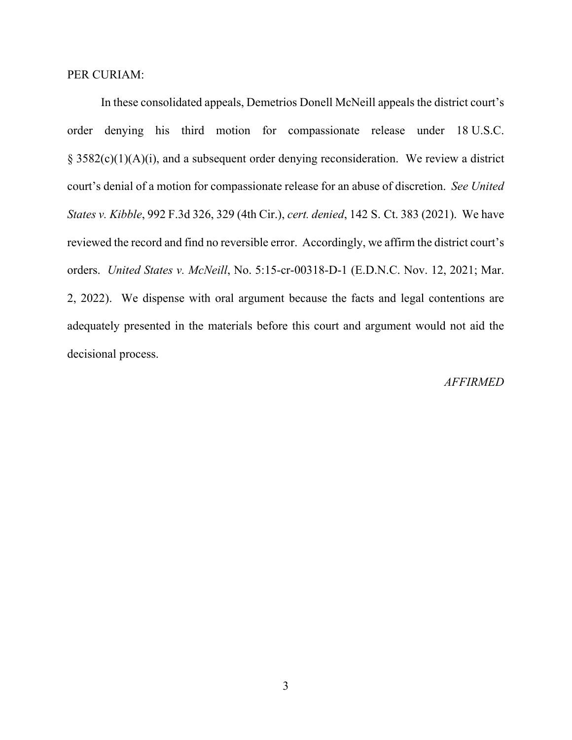PER CURIAM:

In these consolidated appeals, Demetrios Donell McNeill appeals the district court's order denying his third motion for compassionate release under 18 U.S.C. § 3582(c)(1)(A)(i), and a subsequent order denying reconsideration. We review a district court's denial of a motion for compassionate release for an abuse of discretion. *See United States v. Kibble*, 992 F.3d 326, 329 (4th Cir.), *cert. denied*, 142 S. Ct. 383 (2021). We have reviewed the record and find no reversible error. Accordingly, we affirm the district court's orders. *United States v. McNeill*, No. 5:15-cr-00318-D-1 (E.D.N.C. Nov. 12, 2021; Mar. 2, 2022). We dispense with oral argument because the facts and legal contentions are adequately presented in the materials before this court and argument would not aid the decisional process.

*AFFIRMED*